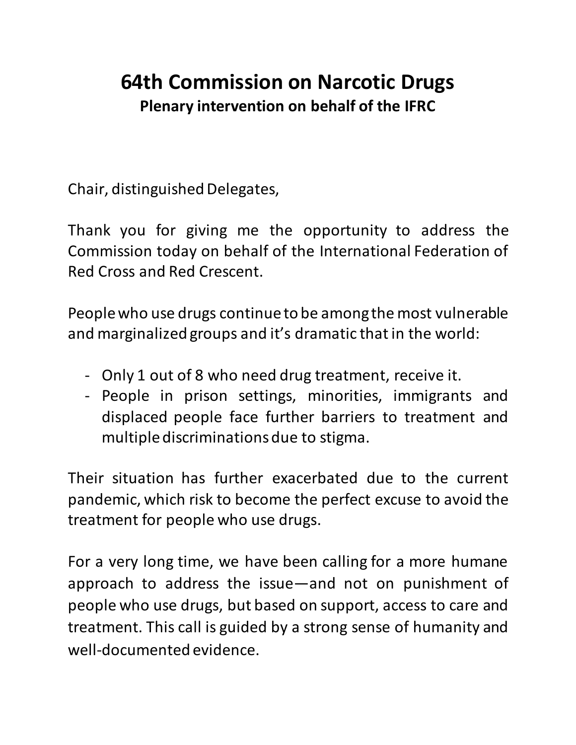# 64th Commission on Narcotic Drugs

**Plenary intervention on behalf of the IFRC**

Chair, distinguished Delegates,

Thank you for giving me the opportunity to address the Commission today on behalf of the International Federation of Red Cross and Red Crescent.

People who use drugs continue to be among the most vulnerable and marginalized groups and it's dramatic that in the world:

- Only 1 out of 8 who need drug treatment, receive it.
- People in prison settings, minorities, immigrants and displaced people face further barriers to treatment and multiple discriminations due to stigma.

Their situation has further exacerbated due to the current pandemic, which risk to become the perfect excuse to avoid the treatment for people who use drugs.

For a very long time, we have been calling for a more humane approach to address the issue—and not on punishment of people who use drugs, but based on support, access to care and treatment. This call is guided by a strong sense of humanity and well-documented evidence.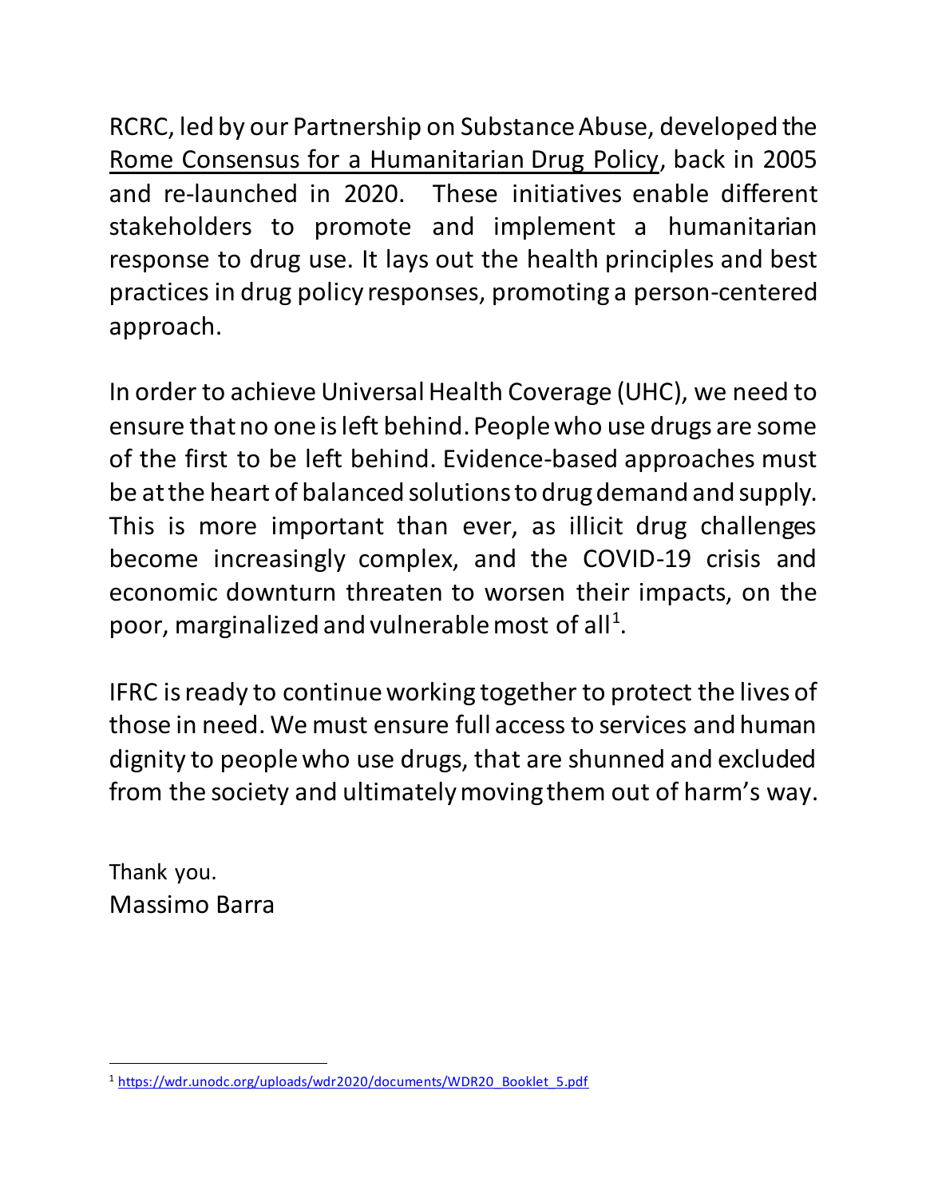RCRC, led by our Partnership on Substance Abuse, developed the Rome Consensus for a Humanitarian Drug Policy, back in 2005 and re-launched in 2020. These initiatives enable different stakeholders to promote and implement a humanitarian response to drug use. It lays out the health principles and best practices in drug policy responses, promoting a person-centered approach.

In order to achieve Universal Health Coverage (UHC), we need to ensure that no one is left behind. People who use drugs are some of the first to be left behind. Evidence-based approaches must be at the heart of balanced solutions to drug demand and supply. This is more important than ever, as illicit drug challenges become increasingly complex, and the COVID-19 crisis and economic downturn threaten to worsen their impacts, on the poor, marginalized and vulnerable most of all[1].

IFRC is ready to continue working together to protect the lives of those in need. We must ensure full access to services and human dignity to people who use drugs, that are shunned and excluded from the society and ultimately moving them out of harm's way.

Thank you.
Massimo Barra

---

[1] https://wdr.unodc.org/uploads/wdr2020/documents/WDR20_Booklet_5.pdf